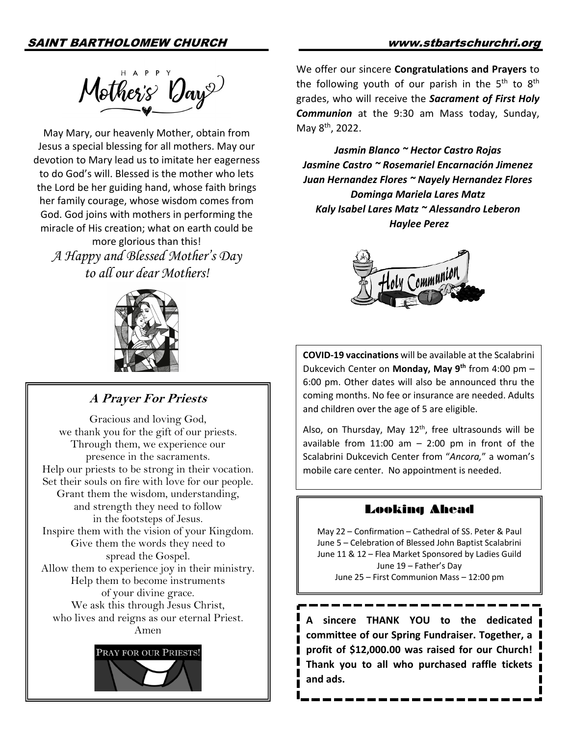## Happy Mother's Day

May Mary, our heavenly Mother, obtain from Jesus a special blessing for all mothers. May our devotion to Mary lead us to imitate her eagerness to do God's will. Blessed is the mother who lets the Lord be her guiding hand, whose faith brings her family courage, whose wisdom comes from God. God joins with mothers in performing the miracle of His creation; what on earth could be more glorious than this!

*A Happy and Blessed Mother's Day to all our dear Mothers!*

### A Prayer For Priests

Gracious and loving God,
we thank you for the gift of our priests.
Through them, we experience our
presence in the sacraments.
Help our priests to be strong in their vocation.
Set their souls on fire with love for our people.
Grant them the wisdom, understanding,
and strength they need to follow
in the footsteps of Jesus.
Inspire them with the vision of your Kingdom.
Give them the words they need to
spread the Gospel.
Allow them to experience joy in their ministry.
Help them to become instruments
of your divine grace.
We ask this through Jesus Christ,
who lives and reigns as our eternal Priest.
Amen

PRAY FOR OUR PRIESTS!

We offer our sincere **Congratulations and Prayers** to the following youth of our parish in the 5th to 8th grades, who will receive the ***Sacrament of First Holy Communion*** at the 9:30 am Mass today, Sunday, May 8th, 2022.

***Jasmin Blanco ~ Hector Castro Rojas***
***Jasmine Castro ~ Rosemariel Encarnación Jimenez***
***Juan Hernandez Flores ~ Nayely Hernandez Flores***
***Dominga Mariela Lares Matz***
***Kaly Isabel Lares Matz ~ Alessandro Leberon***
***Haylee Perez***

**COVID-19 vaccinations** will be available at the Scalabrini Dukcevich Center on **Monday, May 9th** from 4:00 pm – 6:00 pm. Other dates will also be announced thru the coming months. No fee or insurance are needed. Adults and children over the age of 5 are eligible.

Also, on Thursday, May 12th, free ultrasounds will be available from 11:00 am – 2:00 pm in front of the Scalabrini Dukcevich Center from "*Ancora,*" a woman's mobile care center. No appointment is needed.

### Looking Ahead

May 22 – Confirmation – Cathedral of SS. Peter & Paul
June 5 – Celebration of Blessed John Baptist Scalabrini
June 11 & 12 – Flea Market Sponsored by Ladies Guild
June 19 – Father's Day
June 25 – First Communion Mass – 12:00 pm

**A sincere THANK YOU to the dedicated committee of our Spring Fundraiser. Together, a profit of $12,000.00 was raised for our Church! Thank you to all who purchased raffle tickets and ads.**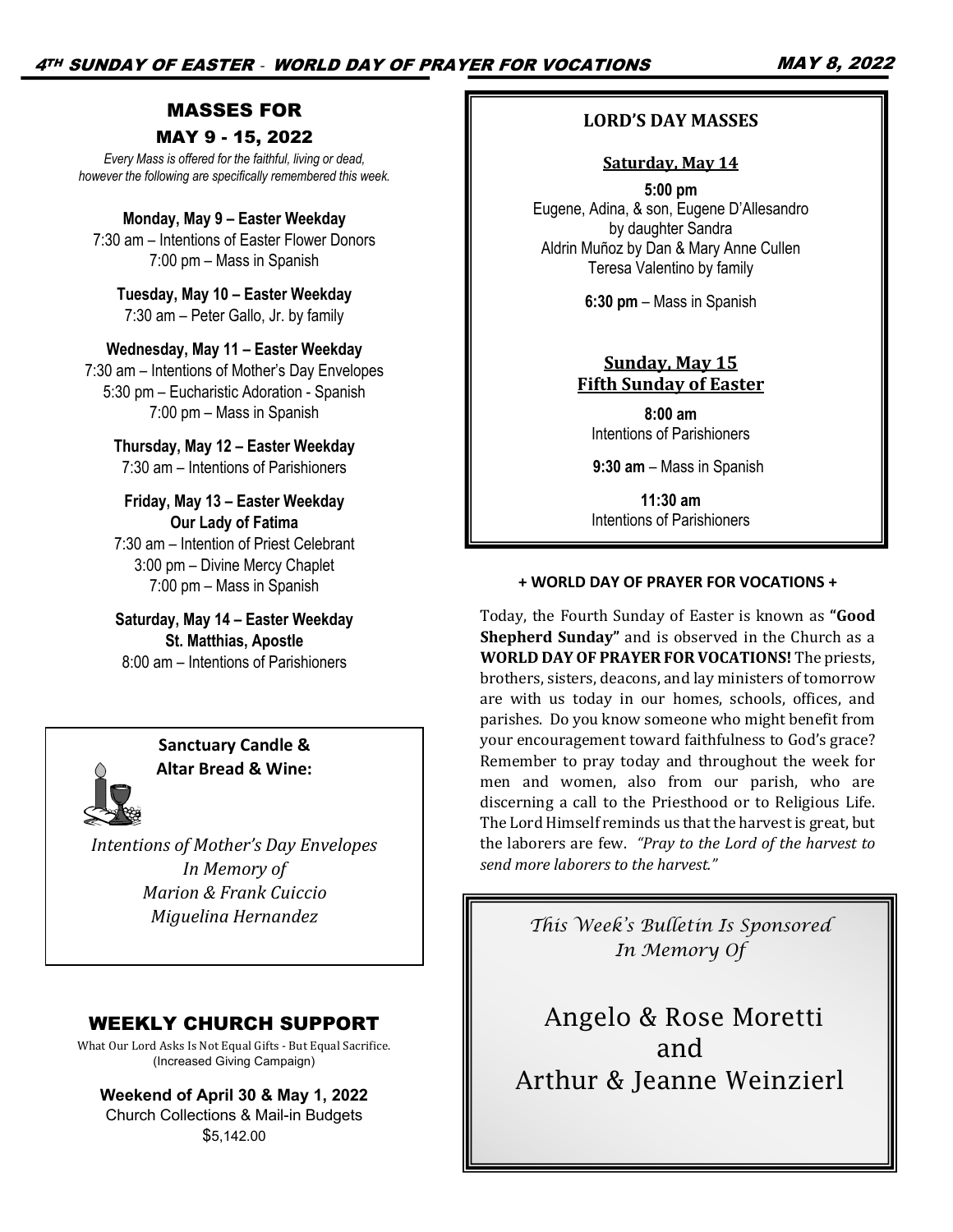# 4TH SUNDAY OF EASTER - WORLD DAY OF PRAYER FOR VOCATIONS — MAY 8, 2022

## MASSES FOR MAY 9 - 15, 2022

*Every Mass is offered for the faithful, living or dead, however the following are specifically remembered this week.*

**Monday, May 9 – Easter Weekday**
7:30 am – Intentions of Easter Flower Donors
7:00 pm – Mass in Spanish

**Tuesday, May 10 – Easter Weekday**
7:30 am – Peter Gallo, Jr. by family

**Wednesday, May 11 – Easter Weekday**
7:30 am – Intentions of Mother's Day Envelopes
5:30 pm – Eucharistic Adoration - Spanish
7:00 pm – Mass in Spanish

**Thursday, May 12 – Easter Weekday**
7:30 am – Intentions of Parishioners

**Friday, May 13 – Easter Weekday**
**Our Lady of Fatima**
7:30 am – Intention of Priest Celebrant
3:00 pm – Divine Mercy Chaplet
7:00 pm – Mass in Spanish

**Saturday, May 14 – Easter Weekday**
**St. Matthias, Apostle**
8:00 am – Intentions of Parishioners

### Sanctuary Candle & Altar Bread & Wine:

*Intentions of Mother's Day Envelopes*
*In Memory of*
*Marion & Frank Cuiccio*
*Miguelina Hernandez*

## WEEKLY CHURCH SUPPORT

What Our Lord Asks Is Not Equal Gifts - But Equal Sacrifice.
(Increased Giving Campaign)

**Weekend of April 30 & May 1, 2022**
Church Collections & Mail-in Budgets
$5,142.00

## LORD'S DAY MASSES

**Saturday, May 14**

**5:00 pm**
Eugene, Adina, & son, Eugene D'Allesandro by daughter Sandra
Aldrin Muñoz by Dan & Mary Anne Cullen
Teresa Valentino by family

**6:30 pm** – Mass in Spanish

**Sunday, May 15**
**Fifth Sunday of Easter**

**8:00 am**
Intentions of Parishioners

**9:30 am** – Mass in Spanish

**11:30 am**
Intentions of Parishioners

### + WORLD DAY OF PRAYER FOR VOCATIONS +

Today, the Fourth Sunday of Easter is known as **"Good Shepherd Sunday"** and is observed in the Church as a **WORLD DAY OF PRAYER FOR VOCATIONS!** The priests, brothers, sisters, deacons, and lay ministers of tomorrow are with us today in our homes, schools, offices, and parishes. Do you know someone who might benefit from your encouragement toward faithfulness to God's grace? Remember to pray today and throughout the week for men and women, also from our parish, who are discerning a call to the Priesthood or to Religious Life. The Lord Himself reminds us that the harvest is great, but the laborers are few. *"Pray to the Lord of the harvest to send more laborers to the harvest."*

*This Week's Bulletin Is Sponsored In Memory Of*

Angelo & Rose Moretti
and
Arthur & Jeanne Weinzierl